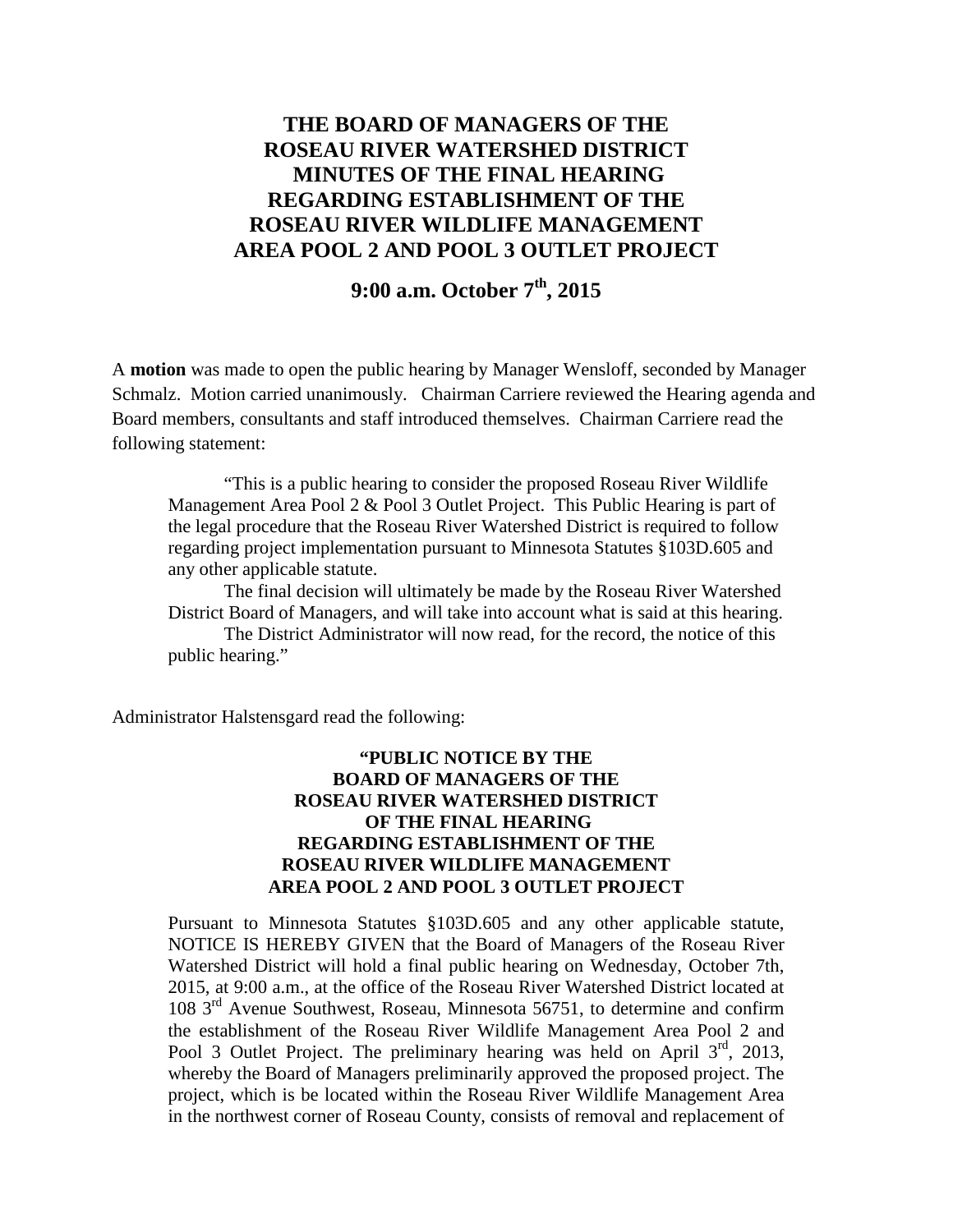# THE BOARD OF MANAGERS OF THE ROSEAU RIVER WATERSHED DISTRICT MINUTES OF THE FINAL HEARING REGARDING ESTABLISHMENT OF THE ROSEAU RIVER WILDLIFE MANAGEMENT AREA POOL 2 AND POOL 3 OUTLET PROJECT

## 9:00 a.m. October 7th, 2015

A **motion** was made to open the public hearing by Manager Wensloff, seconded by Manager Schmalz. Motion carried unanimously. Chairman Carriere reviewed the Hearing agenda and Board members, consultants and staff introduced themselves. Chairman Carriere read the following statement:

> "This is a public hearing to consider the proposed Roseau River Wildlife Management Area Pool 2 & Pool 3 Outlet Project. This Public Hearing is part of the legal procedure that the Roseau River Watershed District is required to follow regarding project implementation pursuant to Minnesota Statutes §103D.605 and any other applicable statute.
>
> The final decision will ultimately be made by the Roseau River Watershed District Board of Managers, and will take into account what is said at this hearing.
>
> The District Administrator will now read, for the record, the notice of this public hearing."

Administrator Halstensgard read the following:

> **"PUBLIC NOTICE BY THE BOARD OF MANAGERS OF THE ROSEAU RIVER WATERSHED DISTRICT OF THE FINAL HEARING REGARDING ESTABLISHMENT OF THE ROSEAU RIVER WILDLIFE MANAGEMENT AREA POOL 2 AND POOL 3 OUTLET PROJECT**
>
> Pursuant to Minnesota Statutes §103D.605 and any other applicable statute, NOTICE IS HEREBY GIVEN that the Board of Managers of the Roseau River Watershed District will hold a final public hearing on Wednesday, October 7th, 2015, at 9:00 a.m., at the office of the Roseau River Watershed District located at 108 3rd Avenue Southwest, Roseau, Minnesota 56751, to determine and confirm the establishment of the Roseau River Wildlife Management Area Pool 2 and Pool 3 Outlet Project. The preliminary hearing was held on April 3rd, 2013, whereby the Board of Managers preliminarily approved the proposed project. The project, which is be located within the Roseau River Wildlife Management Area in the northwest corner of Roseau County, consists of removal and replacement of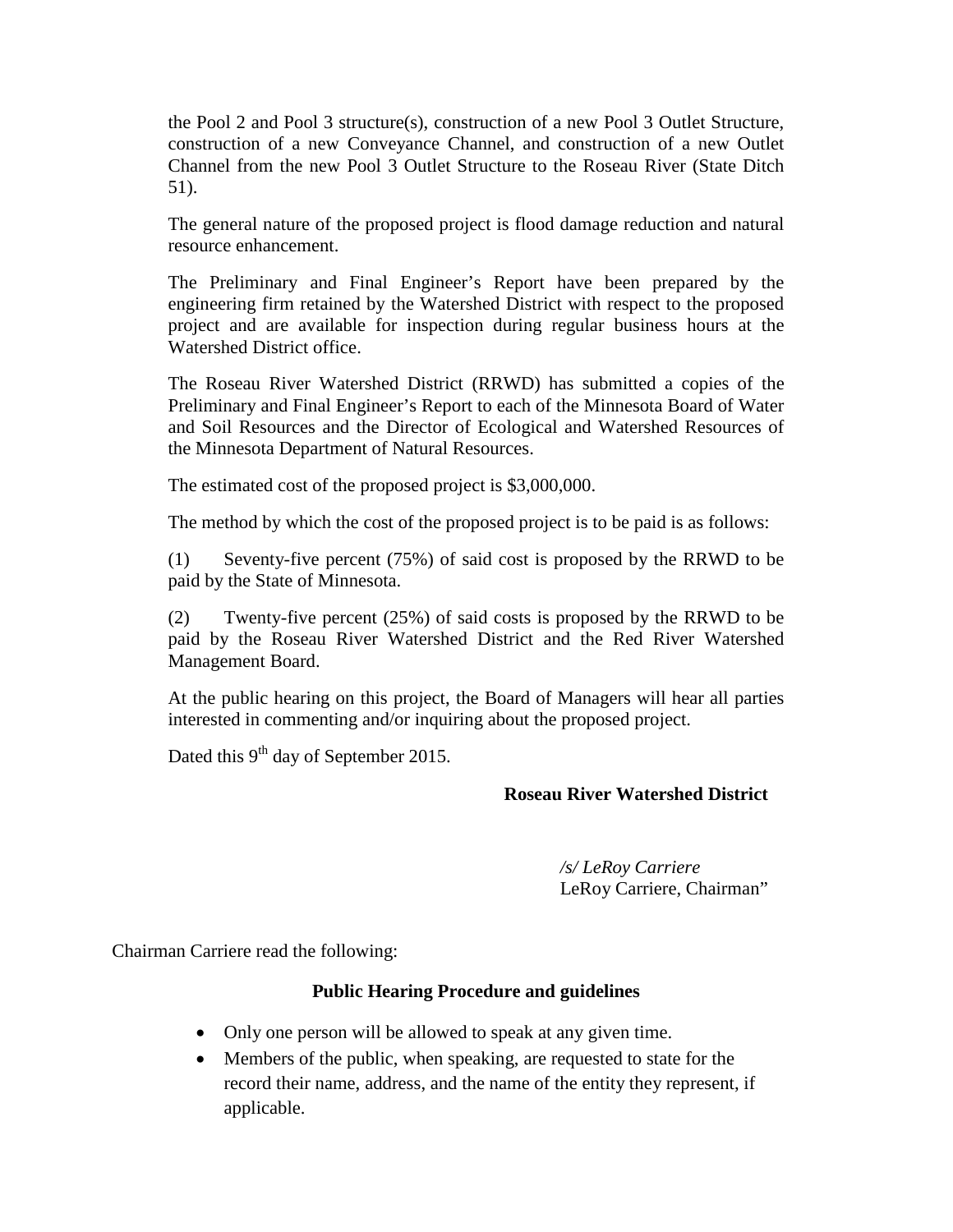the Pool 2 and Pool 3 structure(s), construction of a new Pool 3 Outlet Structure, construction of a new Conveyance Channel, and construction of a new Outlet Channel from the new Pool 3 Outlet Structure to the Roseau River (State Ditch 51).

The general nature of the proposed project is flood damage reduction and natural resource enhancement.

The Preliminary and Final Engineer's Report have been prepared by the engineering firm retained by the Watershed District with respect to the proposed project and are available for inspection during regular business hours at the Watershed District office.

The Roseau River Watershed District (RRWD) has submitted a copies of the Preliminary and Final Engineer's Report to each of the Minnesota Board of Water and Soil Resources and the Director of Ecological and Watershed Resources of the Minnesota Department of Natural Resources.

The estimated cost of the proposed project is $3,000,000.

The method by which the cost of the proposed project is to be paid is as follows:

(1) Seventy-five percent (75%) of said cost is proposed by the RRWD to be paid by the State of Minnesota.

(2) Twenty-five percent (25%) of said costs is proposed by the RRWD to be paid by the Roseau River Watershed District and the Red River Watershed Management Board.

At the public hearing on this project, the Board of Managers will hear all parties interested in commenting and/or inquiring about the proposed project.

Dated this 9th day of September 2015.

**Roseau River Watershed District**

*/s/ LeRoy Carriere*
LeRoy Carriere, Chairman"

Chairman Carriere read the following:

**Public Hearing Procedure and guidelines**

- Only one person will be allowed to speak at any given time.
- Members of the public, when speaking, are requested to state for the record their name, address, and the name of the entity they represent, if applicable.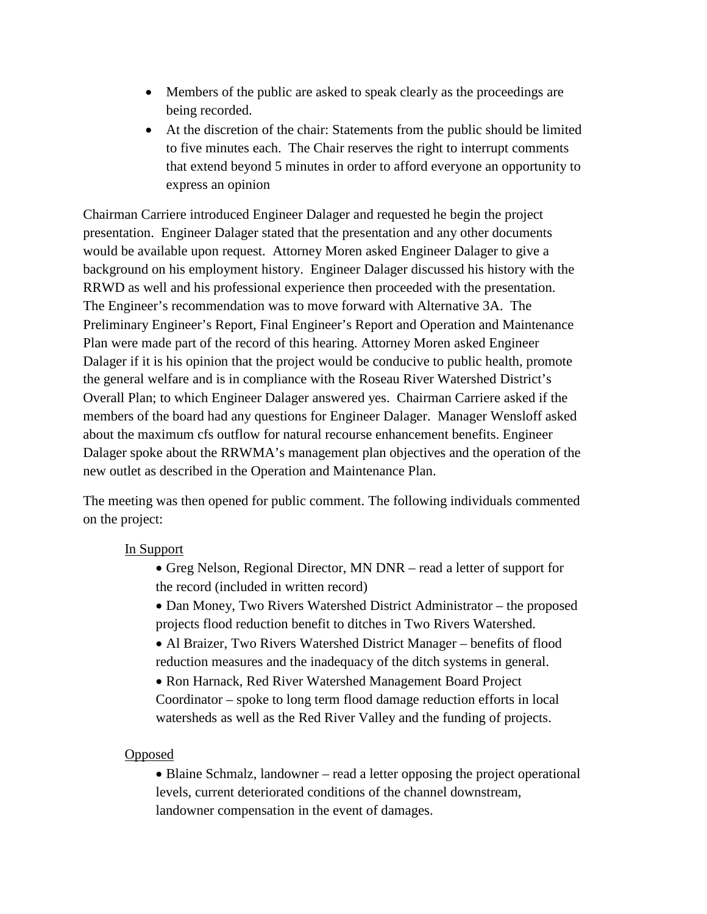- Members of the public are asked to speak clearly as the proceedings are being recorded.
- At the discretion of the chair: Statements from the public should be limited to five minutes each. The Chair reserves the right to interrupt comments that extend beyond 5 minutes in order to afford everyone an opportunity to express an opinion

Chairman Carriere introduced Engineer Dalager and requested he begin the project presentation. Engineer Dalager stated that the presentation and any other documents would be available upon request. Attorney Moren asked Engineer Dalager to give a background on his employment history. Engineer Dalager discussed his history with the RRWD as well and his professional experience then proceeded with the presentation. The Engineer's recommendation was to move forward with Alternative 3A. The Preliminary Engineer's Report, Final Engineer's Report and Operation and Maintenance Plan were made part of the record of this hearing. Attorney Moren asked Engineer Dalager if it is his opinion that the project would be conducive to public health, promote the general welfare and is in compliance with the Roseau River Watershed District's Overall Plan; to which Engineer Dalager answered yes. Chairman Carriere asked if the members of the board had any questions for Engineer Dalager. Manager Wensloff asked about the maximum cfs outflow for natural recourse enhancement benefits. Engineer Dalager spoke about the RRWMA's management plan objectives and the operation of the new outlet as described in the Operation and Maintenance Plan.

The meeting was then opened for public comment. The following individuals commented on the project:

<u>In Support</u>

- Greg Nelson, Regional Director, MN DNR – read a letter of support for the record (included in written record)
- Dan Money, Two Rivers Watershed District Administrator – the proposed projects flood reduction benefit to ditches in Two Rivers Watershed.
- Al Braizer, Two Rivers Watershed District Manager – benefits of flood reduction measures and the inadequacy of the ditch systems in general.
- Ron Harnack, Red River Watershed Management Board Project Coordinator – spoke to long term flood damage reduction efforts in local watersheds as well as the Red River Valley and the funding of projects.

<u>Opposed</u>

- Blaine Schmalz, landowner – read a letter opposing the project operational levels, current deteriorated conditions of the channel downstream, landowner compensation in the event of damages.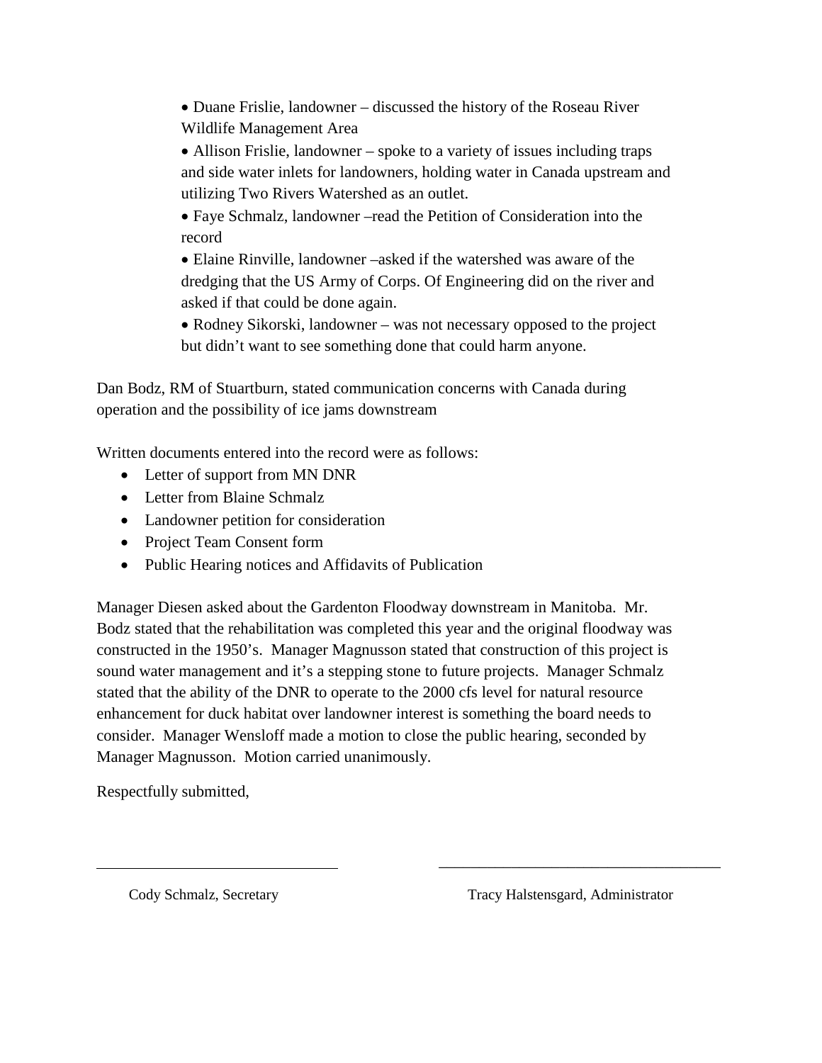- Duane Frislie, landowner – discussed the history of the Roseau River Wildlife Management Area
- Allison Frislie, landowner – spoke to a variety of issues including traps and side water inlets for landowners, holding water in Canada upstream and utilizing Two Rivers Watershed as an outlet.
- Faye Schmalz, landowner –read the Petition of Consideration into the record
- Elaine Rinville, landowner –asked if the watershed was aware of the dredging that the US Army of Corps. Of Engineering did on the river and asked if that could be done again.
- Rodney Sikorski, landowner – was not necessary opposed to the project but didn't want to see something done that could harm anyone.

Dan Bodz, RM of Stuartburn, stated communication concerns with Canada during operation and the possibility of ice jams downstream

Written documents entered into the record were as follows:

- Letter of support from MN DNR
- Letter from Blaine Schmalz
- Landowner petition for consideration
- Project Team Consent form
- Public Hearing notices and Affidavits of Publication

Manager Diesen asked about the Gardenton Floodway downstream in Manitoba. Mr. Bodz stated that the rehabilitation was completed this year and the original floodway was constructed in the 1950's. Manager Magnusson stated that construction of this project is sound water management and it's a stepping stone to future projects. Manager Schmalz stated that the ability of the DNR to operate to the 2000 cfs level for natural resource enhancement for duck habitat over landowner interest is something the board needs to consider. Manager Wensloff made a motion to close the public hearing, seconded by Manager Magnusson. Motion carried unanimously.

Respectfully submitted,

\_\_\_\_\_\_\_\_\_\_\_\_\_\_\_\_\_\_\_\_\_\_\_\_\_\_\_\_\_\_\_\_ \_\_\_\_\_\_\_\_\_\_\_\_\_\_\_\_\_\_\_\_\_\_\_\_\_\_\_\_\_\_\_\_\_\_\_\_\_

Cody Schmalz, Secretary Tracy Halstensgard, Administrator